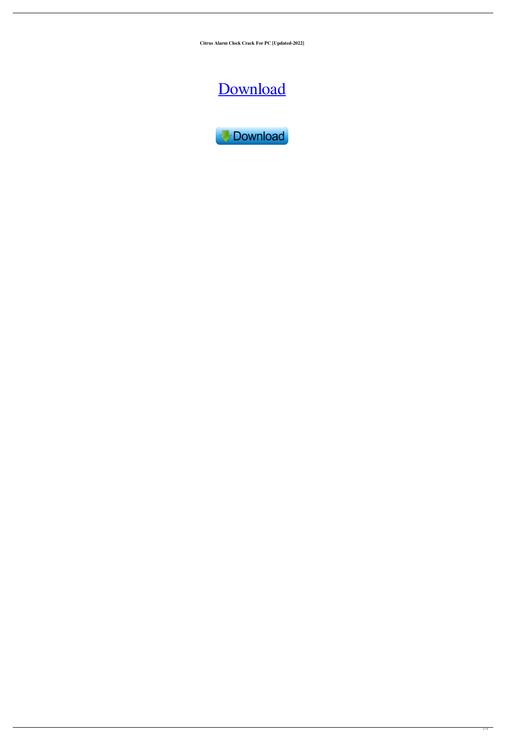**Citrus Alarm Clock Crack For PC [Updated-2022]**

Download

Download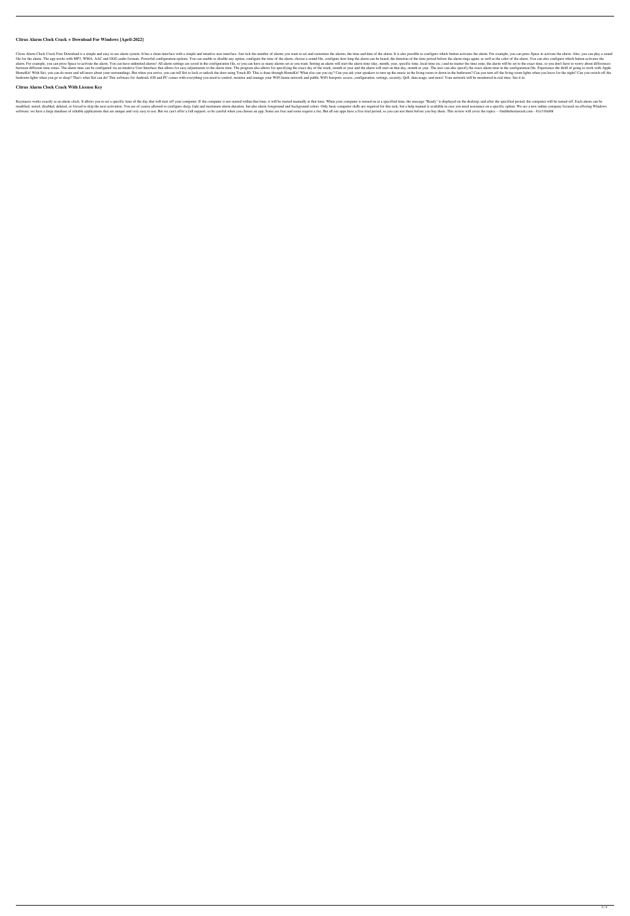## Citrus Alarm Clock Crack + Download For Windows [April-2022]

Citrus Alarm Clock Crack Free Download is a simple and easy to use alarm system. It has a clean interface with a simple and intuitive user interface. Just tick the number of alarms you want to set and customize the alarms, the time and date of the alarm. It is also possible to configure which button activates the alarm. For example, you can press Space to activate the alarm. Also, you can play a sound file for the alarm. The app works with MP3, WMA, AAC and OGG audio formats. Powerful configuration options. You can enable or disable any option, configure the time of the alarm, choose a sound file, configure how long the alarm can be heard, the duration of the time period before the alarm rings again, as well as the color of the alarm. You can also configure which button activates the alarm. For example, you can press Space to activate the alarm. You can have unlimited alarms! All alarm settings are saved in the configuration file, so you can have as many alarms set as you want. Setting an alarm will start the alarm timer (day, month, year, specific time, local time etc.) and no matter the time zone, the alarm will be set to the exact time, so you don't have to worry about differences between different time zones. The alarm time can be configured via an intuitive User Interface that allows for easy adjustments to the alarm time. The program also allows for specifying the exact day of the week, month or year and the alarm will start on that day, month or year. The user can also specify the exact alarm time in the configuration file. Experience the thrill of going to work with Apple HomeKit! With Siri, you can do more and tell more about your surroundings. But when you arrive, you can tell Siri to lock or unlock the door using Touch ID. This is done through HomeKit! What else can you say? Can you ask your speakers to turn up the music in the living room or down in the bathroom? Can you turn off the living room lights when you leave for the night? Can you switch off the bedroom lights when you go to sleep? That's what Siri can do! This software for Android, iOS and PC comes with everything you need to control, monitor and manage your WiFi home network and public WiFi hotspots: access, configuration, settings, security, QoS, data usage, and more! Your network will be monitored in real time. See it in

## Citrus Alarm Clock Crack With License Key

Keymacro works exactly as an alarm clock. It allows you to set a specific time of the day that will start off your computer. If the computer is not started within that time, it will be started manually at that time. When your computer is turned on at a specified time, the message "Ready" is displayed on the desktop, and after the specified period, the computer will be turned off. Each alarm can be modified, tested, disabled, deleted, or forced to skip the next activation. You are of course allowed to configure sleep, fade and maximum alarm duration, but also alarm foreground and background colors. Only basic computer skills are required for this task, but a help manual is available in case you need assistance on a specific option. We are a new online company focused on offering Windows software. we have a large database of reliable applications that are unique and very easy to use. But we can't offer a full support, so be careful when you choose an app. Some are free and some require a fee. But all our apps have a free trial period, so you can test them before you buy them. This review will cover the topics - -findthebestaward.com - 81e310abbf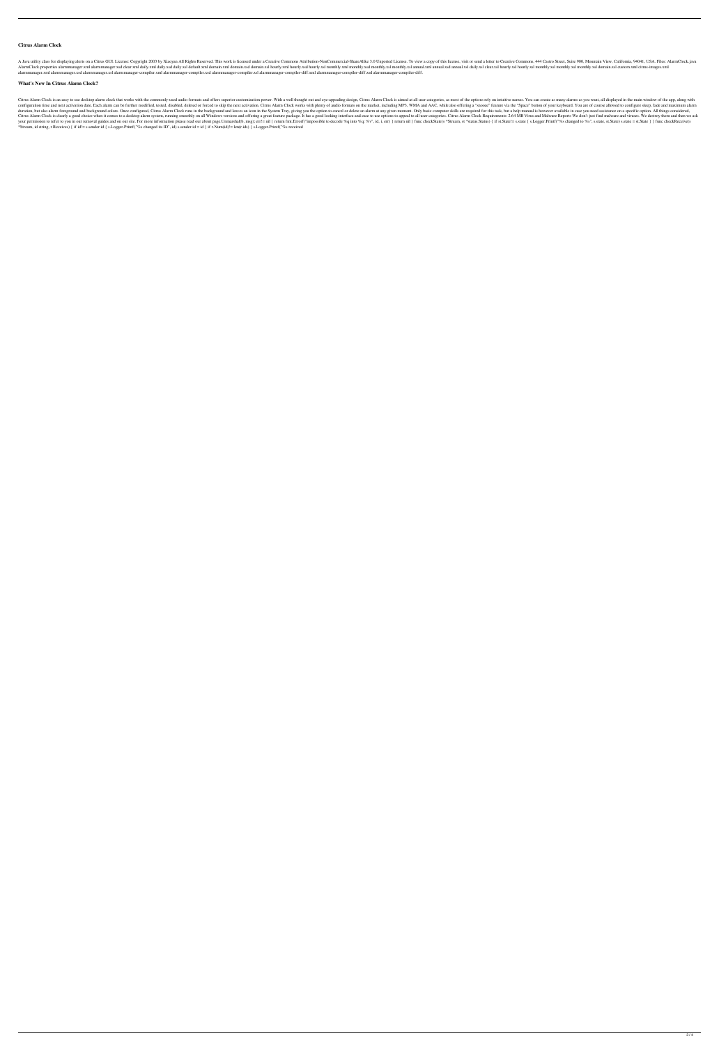# Citrus Alarm Clock

A Java utility class for displaying alerts on a Citrus GUI. License: Copyright 2003 by Xiaoyan All Rights Reserved. This work is licensed under a Creative Commons Attribution-NonCommercial-ShareAlike 3.0 Unported License. To view a copy of this license, visit or send a letter to Creative Commons, 444 Castro Street, Suite 900, Mountain View, California, 94041, USA. Files: AlarmClock.java AlarmClock.properties alarmmanager.xml alarmmanager.xsd clear.xml daily.xml daily.xsd daily.xsl default.xml domain.xml domain.xsd domain.xsl hourly.xml hourly.xsd hourly.xsl monthly.xml monthly.xsd monthly.xsl annual.xml annual.xsd annual.xsl daily.xsl clear.xsl hourly.xsl monthly.xsl monthly.xsl domain.xsl custom.xml citrus-images.xml alarmmanager.xml alarmmanager.xsd alarmmanager.xsl alarmmanager-compiler.xml alarmmanager-compiler.xsd alarmmanager-compiler.xsl alarmmanager-compiler-diff.xml alarmmanager-compiler-diff.xsd alarmmanager-compiler-diff.

## What's New In Citrus Alarm Clock?

Citrus Alarm Clock is an easy to use desktop alarm clock that works with the commonly-used audio formats and offers superior customization power. With a well thought out and eye-appealing design, Citrus Alarm Clock is aimed at all user categories, as most of the options rely on intuitive names. You can create as many alarms as you want, all displayed in the main window of the app, along with configuration time and next activation date. Each alarm can be further modified, tested, disabled, deleted or forced to skip the next activation. Citrus Alarm Clock works with plenty of audio formats on the market, including MP3, WMA and AAC, while also offering a "snooze" feature via the "Space" button of your keyboard. You are of course allowed to configure sleep, fade and maximum alarm duration, but also alarm foreground and background colors. Once configured, Citrus Alarm Clock runs in the background and leaves an icon in the System Tray, giving you the option to cancel or delete an alarm at any given moment. Only basic computer skills are required for this task, but a help manual is however available in case you need assistance on a specific option. All things considered, Citrus Alarm Clock is clearly a good choice when it comes to a desktop alarm system, running smoothly on all Windows versions and offering a great feature package. It has a good looking interface and ease to use options to appeal to all user categories. Citrus Alarm Clock Requirements: 2.64 MB Virus and Malware Reports We don't just find malware and viruses. We destroy them and then we ask your permission to refer to you in our removal guides and on our site. For more information please read our about page.Unmarshal(b, msg); err!= nil { return fmt.Errorf("impossible to decode %q into %q: %v", id, i, err) } return nil } func checkState(s *Stream, st *status.Status) { if st.State!= s.state { s.Logger.Printf("%s changed to %s", s.state, st.State) s.state = st.State } } func checkReceive(s *Stream, id string, r Receives) { if id!= s.sender.id { s.Logger.Printf("%s changed its ID", id) s.sender.id = id } if r.Num(id)!= len(r.ids) { s.Logger.Printf("%s received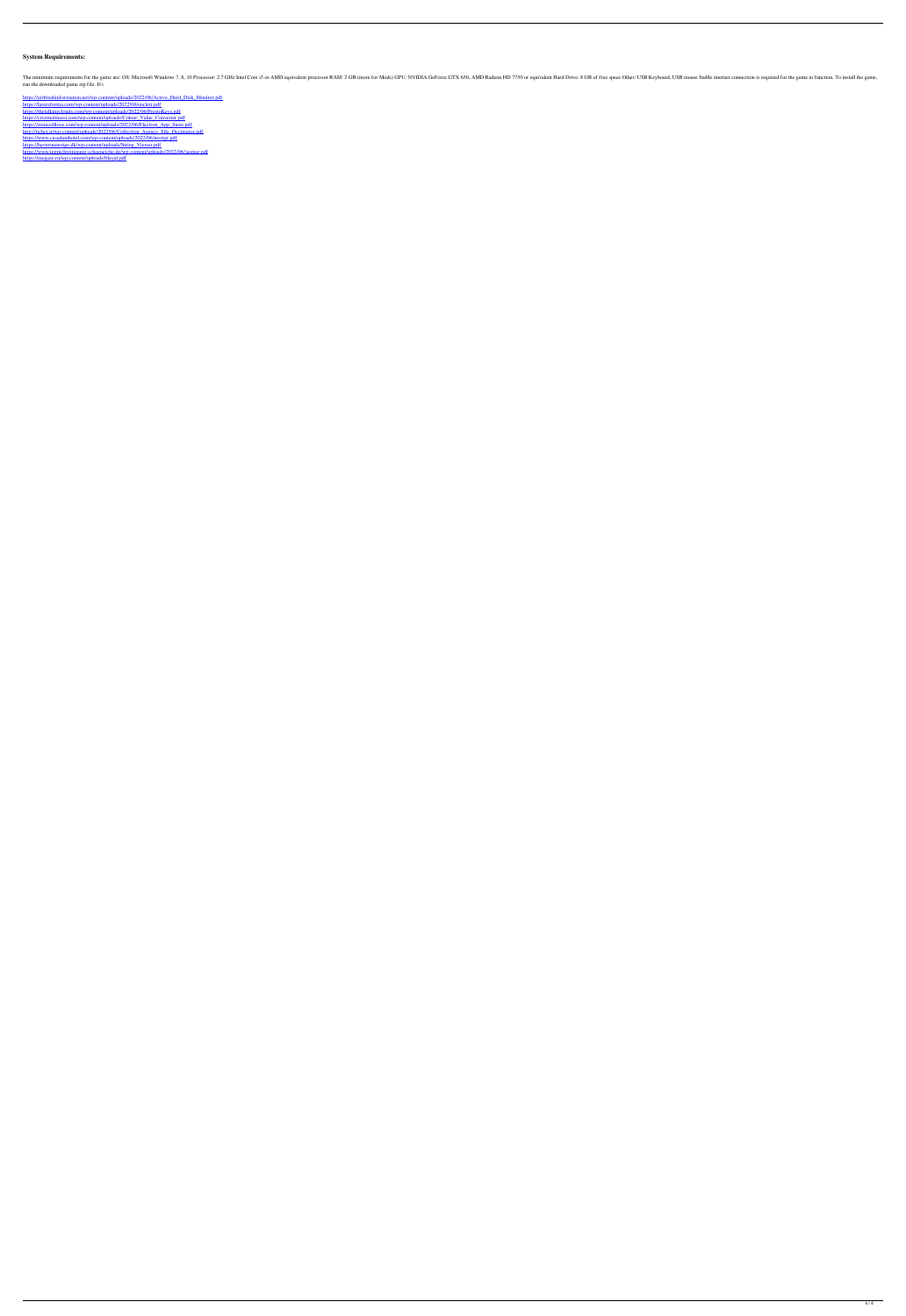### System Requirements:

The minimum requirements for the game are: OS: Microsoft Windows 7, 8, 10 Processor: 2.7 GHz Intel Core i3 or AMD equivalent processor RAM: 2 GB (more for Mods) GPU: NVIDIA GeForce GTX 650, AMD Radeon HD 7750 or equivalent Hard Drive: 8 GB of free space Other: USB Keyboard, USB mouse Stable internet connection is required for the game to function. To install the game, run the downloaded game.zip file. If

https://airbrushinformation.net/wp-content/uploads/2022/06/Active_Hard_Disk_Monitor.pdf
https://latinbnreformas.com/wp-content/uploads/2022/06/enckri.pdf
https://thetalkingclouds.com/wp-content/uploads/2022/06/PrestoKeys.pdf
https://cristinalinassi.com/wp-content/uploads/Colour_Value_Converter.pdf
https://wemediaflow.com/wp-content/uploads/2022/06/Electron_App_Store.pdf
http://tichct.ir/wp-content/uploads/2022/06/Collection_Agency_File_Designator.pdf
https://www.casadanihotel.com/wp-content/uploads/2022/06/nostige.pdf
https://fuvitomenstige.dk/wp-content/uploads/String_Viewer.pdf
https://www.teppichreinigung-schoeneiche.de/wp-content/uploads/2022/06/jacmar.pdf
https://magaze.ru/wp-content/uploads/blayal.pdf